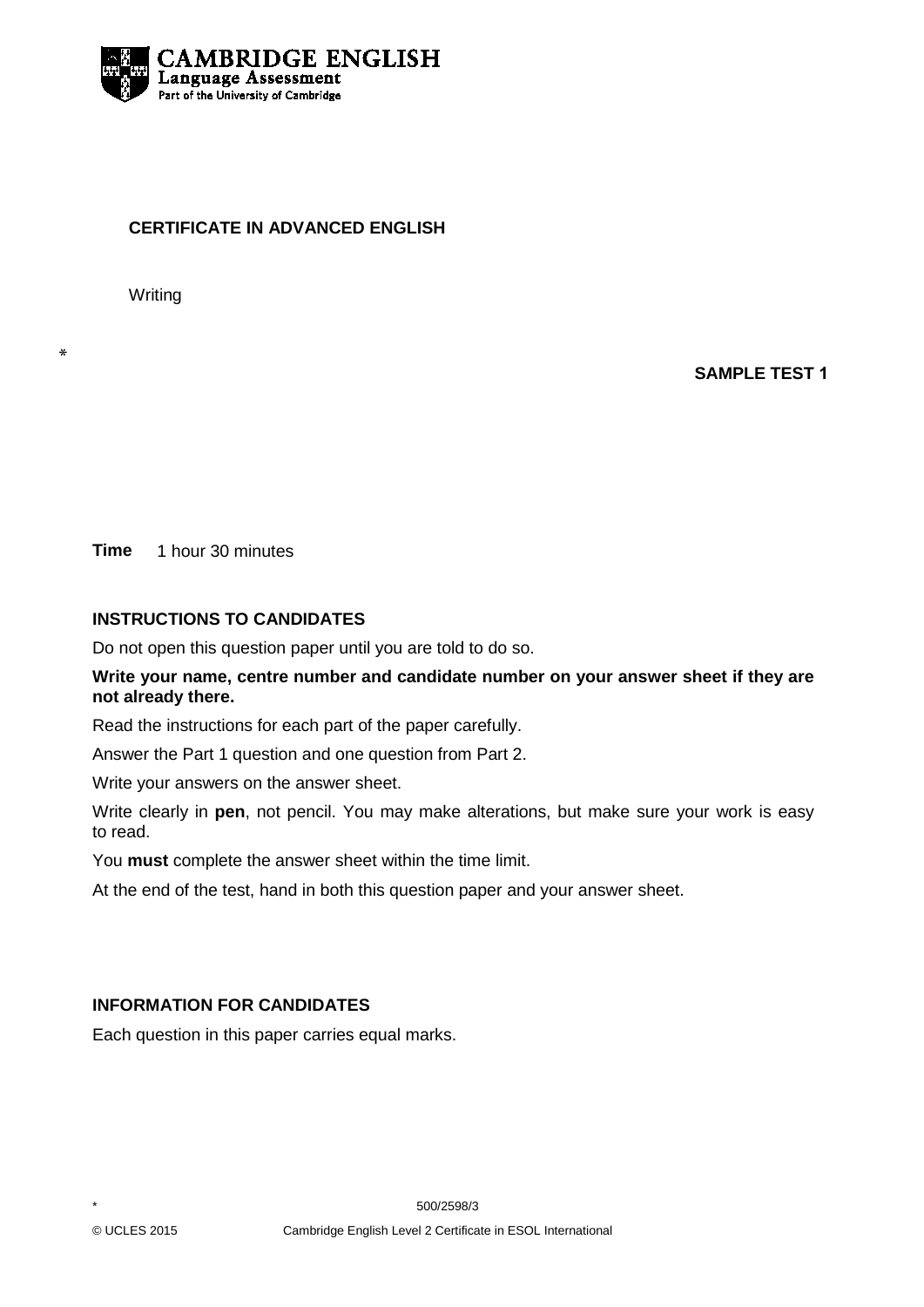**CAMBRIDGE ENGLISH**
Language Assessment
Part of the University of Cambridge

# CERTIFICATE IN ADVANCED ENGLISH

Writing

*

**SAMPLE TEST 1**

**Time** 1 hour 30 minutes

## INSTRUCTIONS TO CANDIDATES

Do not open this question paper until you are told to do so.

**Write your name, centre number and candidate number on your answer sheet if they are not already there.**

Read the instructions for each part of the paper carefully.

Answer the Part 1 question and one question from Part 2.

Write your answers on the answer sheet.

Write clearly in **pen**, not pencil. You may make alterations, but make sure your work is easy to read.

You **must** complete the answer sheet within the time limit.

At the end of the test, hand in both this question paper and your answer sheet.

## INFORMATION FOR CANDIDATES

Each question in this paper carries equal marks.

*

500/2598/3

© UCLES 2015 Cambridge English Level 2 Certificate in ESOL International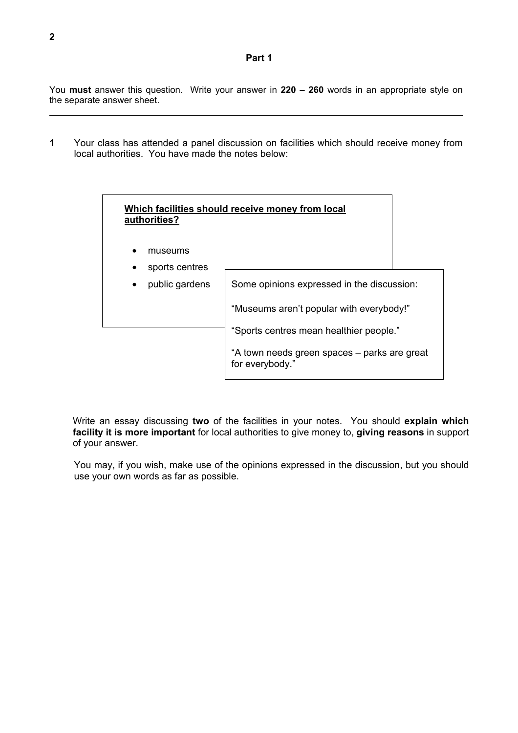## Part 1

You **must** answer this question. Write your answer in **220 – 260** words in an appropriate style on the separate answer sheet.

---

**1** Your class has attended a panel discussion on facilities which should receive money from local authorities. You have made the notes below:

**<u>Which facilities should receive money from local authorities?</u>**

- museums
- sports centres
- public gardens

Some opinions expressed in the discussion:

"Museums aren't popular with everybody!"

"Sports centres mean healthier people."

"A town needs green spaces – parks are great for everybody."

Write an essay discussing **two** of the facilities in your notes. You should **explain which facility it is more important** for local authorities to give money to, **giving reasons** in support of your answer.

You may, if you wish, make use of the opinions expressed in the discussion, but you should use your own words as far as possible.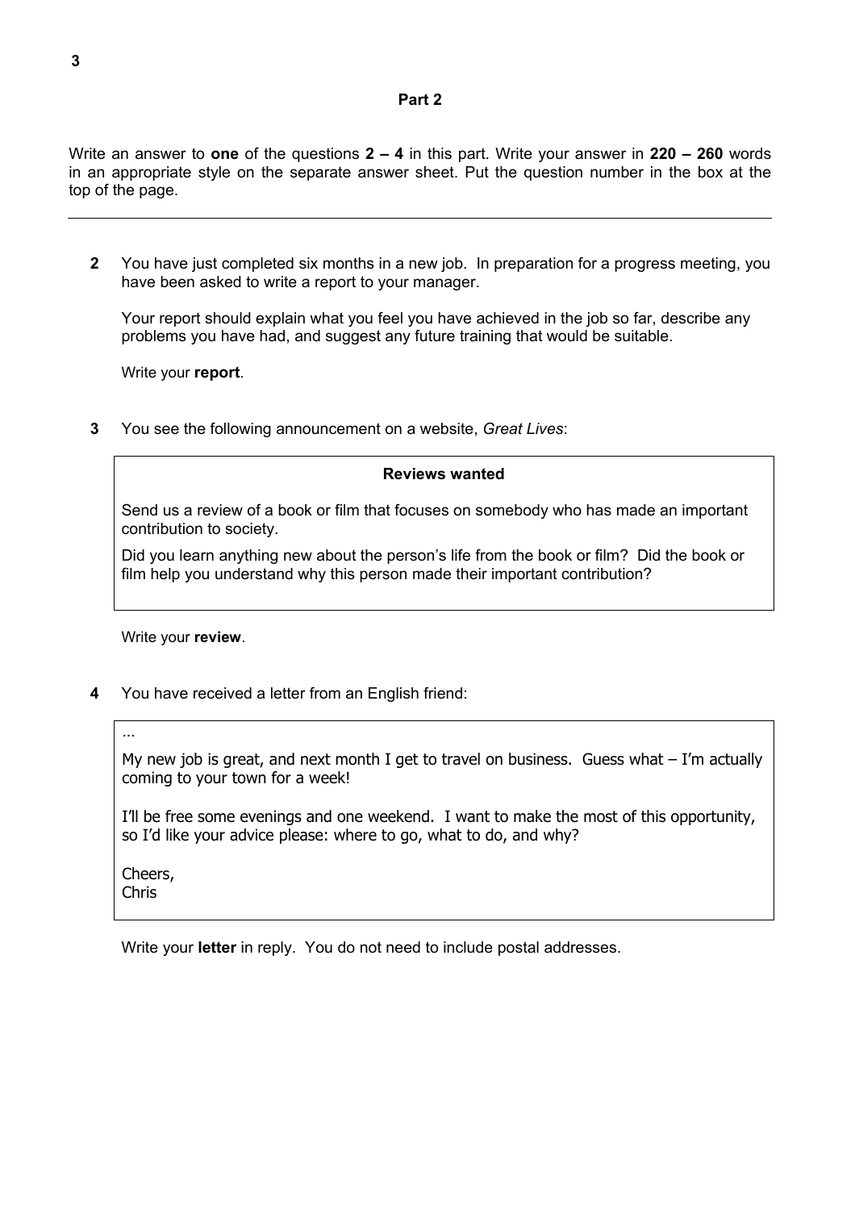## Part 2

Write an answer to **one** of the questions **2 – 4** in this part. Write your answer in **220 – 260** words in an appropriate style on the separate answer sheet. Put the question number in the box at the top of the page.

---

**2** You have just completed six months in a new job. In preparation for a progress meeting, you have been asked to write a report to your manager.

Your report should explain what you feel you have achieved in the job so far, describe any problems you have had, and suggest any future training that would be suitable.

Write your **report**.

**3** You see the following announcement on a website, *Great Lives*:

> **Reviews wanted**
>
> Send us a review of a book or film that focuses on somebody who has made an important contribution to society.
>
> Did you learn anything new about the person's life from the book or film? Did the book or film help you understand why this person made their important contribution?

Write your **review**.

**4** You have received a letter from an English friend:

> ...
>
> My new job is great, and next month I get to travel on business. Guess what – I'm actually coming to your town for a week!
>
> I'll be free some evenings and one weekend. I want to make the most of this opportunity, so I'd like your advice please: where to go, what to do, and why?
>
> Cheers,
> Chris

Write your **letter** in reply. You do not need to include postal addresses.